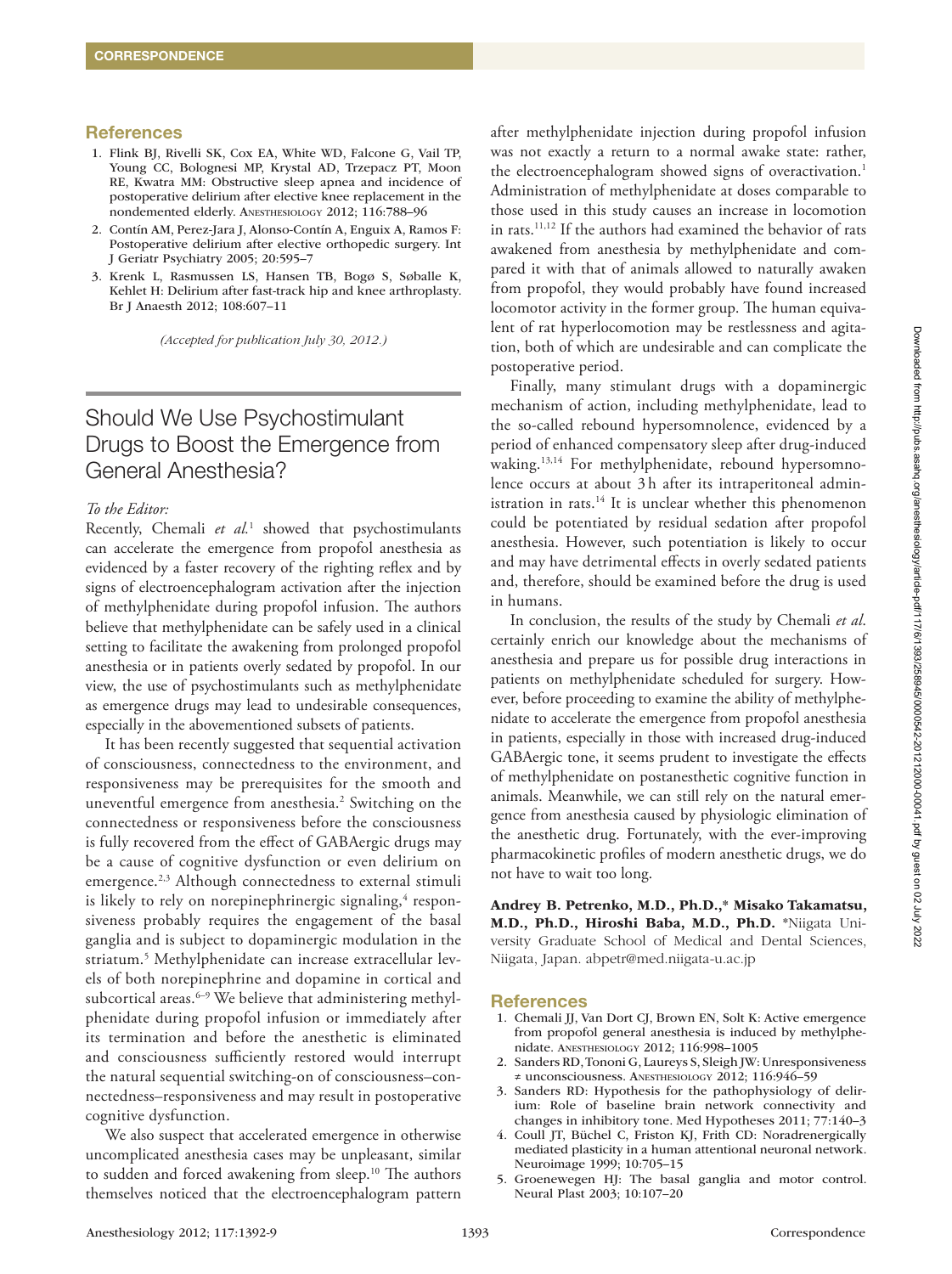## References

1. Flink BJ, Rivelli SK, Cox EA, White WD, Falcone G, Vail TP, Young CC, Bolognesi MP, Krystal AD, Trzepacz PT, Moon RE, Kwatra MM: Obstructive sleep apnea and incidence of postoperative delirium after elective knee replacement in the nondemented elderly. Anesthesiology 2012; 116:788–96
2. Contín AM, Perez-Jara J, Alonso-Contín A, Enguix A, Ramos F: Postoperative delirium after elective orthopedic surgery. Int J Geriatr Psychiatry 2005; 20:595–7
3. Krenk L, Rasmussen LS, Hansen TB, Bogø S, Søballe K, Kehlet H: Delirium after fast-track hip and knee arthroplasty. Br J Anaesth 2012; 108:607–11

*(Accepted for publication July 30, 2012.)*

# Should We Use Psychostimulant Drugs to Boost the Emergence from General Anesthesia?

*To the Editor:*

Recently, Chemali *et al.*[1] showed that psychostimulants can accelerate the emergence from propofol anesthesia as evidenced by a faster recovery of the righting reflex and by signs of electroencephalogram activation after the injection of methylphenidate during propofol infusion. The authors believe that methylphenidate can be safely used in a clinical setting to facilitate the awakening from prolonged propofol anesthesia or in patients overly sedated by propofol. In our view, the use of psychostimulants such as methylphenidate as emergence drugs may lead to undesirable consequences, especially in the abovementioned subsets of patients.

It has been recently suggested that sequential activation of consciousness, connectedness to the environment, and responsiveness may be prerequisites for the smooth and uneventful emergence from anesthesia.[2] Switching on the connectedness or responsiveness before the consciousness is fully recovered from the effect of GABAergic drugs may be a cause of cognitive dysfunction or even delirium on emergence.[2,3] Although connectedness to external stimuli is likely to rely on norepinephrinergic signaling,[4] responsiveness probably requires the engagement of the basal ganglia and is subject to dopaminergic modulation in the striatum.[5] Methylphenidate can increase extracellular levels of both norepinephrine and dopamine in cortical and subcortical areas.[6–9] We believe that administering methylphenidate during propofol infusion or immediately after its termination and before the anesthetic is eliminated and consciousness sufficiently restored would interrupt the natural sequential switching-on of consciousness–connectedness–responsiveness and may result in postoperative cognitive dysfunction.

We also suspect that accelerated emergence in otherwise uncomplicated anesthesia cases may be unpleasant, similar to sudden and forced awakening from sleep.[10] The authors themselves noticed that the electroencephalogram pattern after methylphenidate injection during propofol infusion was not exactly a return to a normal awake state: rather, the electroencephalogram showed signs of overactivation.[1] Administration of methylphenidate at doses comparable to those used in this study causes an increase in locomotion in rats.[11,12] If the authors had examined the behavior of rats awakened from anesthesia by methylphenidate and compared it with that of animals allowed to naturally awaken from propofol, they would probably have found increased locomotor activity in the former group. The human equivalent of rat hyperlocomotion may be restlessness and agitation, both of which are undesirable and can complicate the postoperative period.

Finally, many stimulant drugs with a dopaminergic mechanism of action, including methylphenidate, lead to the so-called rebound hypersomnolence, evidenced by a period of enhanced compensatory sleep after drug-induced waking.[13,14] For methylphenidate, rebound hypersomnolence occurs at about 3 h after its intraperitoneal administration in rats.[14] It is unclear whether this phenomenon could be potentiated by residual sedation after propofol anesthesia. However, such potentiation is likely to occur and may have detrimental effects in overly sedated patients and, therefore, should be examined before the drug is used in humans.

In conclusion, the results of the study by Chemali *et al.* certainly enrich our knowledge about the mechanisms of anesthesia and prepare us for possible drug interactions in patients on methylphenidate scheduled for surgery. However, before proceeding to examine the ability of methylphenidate to accelerate the emergence from propofol anesthesia in patients, especially in those with increased drug-induced GABAergic tone, it seems prudent to investigate the effects of methylphenidate on postanesthetic cognitive function in animals. Meanwhile, we can still rely on the natural emergence from anesthesia caused by physiologic elimination of the anesthetic drug. Fortunately, with the ever-improving pharmacokinetic profiles of modern anesthetic drugs, we do not have to wait too long.

**Andrey B. Petrenko, M.D., Ph.D.,\* Misako Takamatsu, M.D., Ph.D., Hiroshi Baba, M.D., Ph.D.** \*Niigata University Graduate School of Medical and Dental Sciences, Niigata, Japan. abpetr@med.niigata-u.ac.jp

## References

1. Chemali JJ, Van Dort CJ, Brown EN, Solt K: Active emergence from propofol general anesthesia is induced by methylphenidate. Anesthesiology 2012; 116:998–1005
2. Sanders RD, Tononi G, Laureys S, Sleigh JW: Unresponsiveness ≠ unconsciousness. Anesthesiology 2012; 116:946–59
3. Sanders RD: Hypothesis for the pathophysiology of delirium: Role of baseline brain network connectivity and changes in inhibitory tone. Med Hypotheses 2011; 77:140–3
4. Coull JT, Büchel C, Friston KJ, Frith CD: Noradrenergically mediated plasticity in a human attentional neuronal network. Neuroimage 1999; 10:705–15
5. Groenewegen HJ: The basal ganglia and motor control. Neural Plast 2003; 10:107–20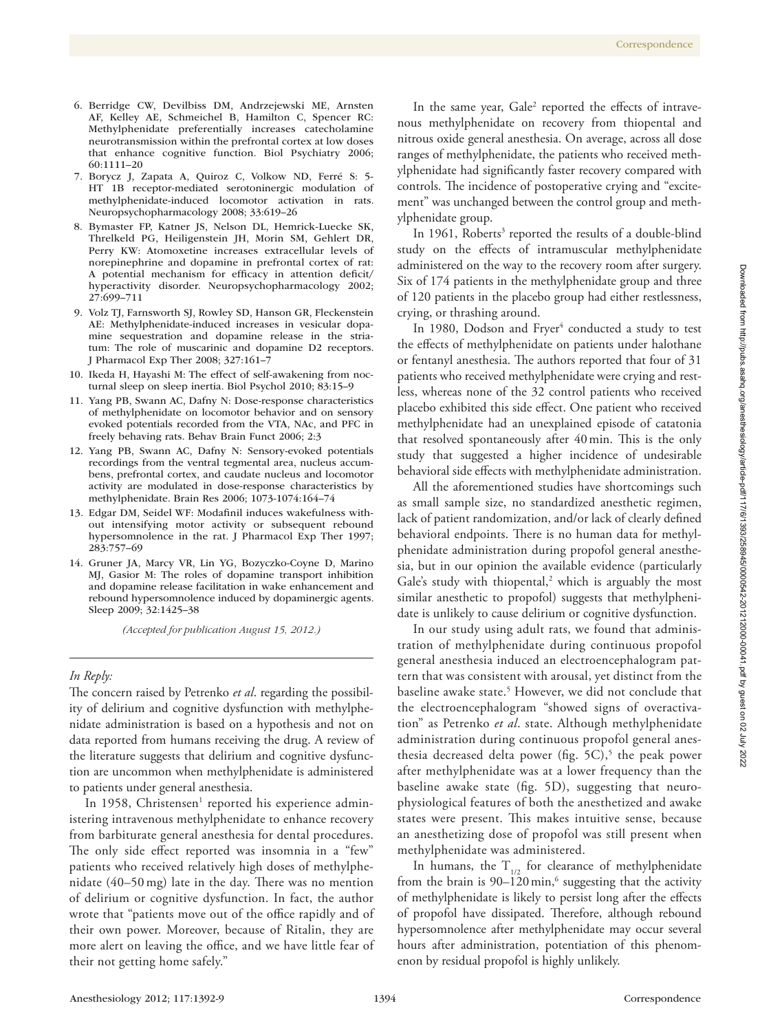6. Berridge CW, Devilbiss DM, Andrzejewski ME, Arnsten AF, Kelley AE, Schmeichel B, Hamilton C, Spencer RC: Methylphenidate preferentially increases catecholamine neurotransmission within the prefrontal cortex at low doses that enhance cognitive function. Biol Psychiatry 2006; 60:1111–20
7. Borycz J, Zapata A, Quiroz C, Volkow ND, Ferré S: 5-HT 1B receptor-mediated serotoninergic modulation of methylphenidate-induced locomotor activation in rats. Neuropsychopharmacology 2008; 33:619–26
8. Bymaster FP, Katner JS, Nelson DL, Hemrick-Luecke SK, Threlkeld PG, Heiligenstein JH, Morin SM, Gehlert DR, Perry KW: Atomoxetine increases extracellular levels of norepinephrine and dopamine in prefrontal cortex of rat: A potential mechanism for efficacy in attention deficit/hyperactivity disorder. Neuropsychopharmacology 2002; 27:699–711
9. Volz TJ, Farnsworth SJ, Rowley SD, Hanson GR, Fleckenstein AE: Methylphenidate-induced increases in vesicular dopamine sequestration and dopamine release in the striatum: The role of muscarinic and dopamine D2 receptors. J Pharmacol Exp Ther 2008; 327:161–7
10. Ikeda H, Hayashi M: The effect of self-awakening from nocturnal sleep on sleep inertia. Biol Psychol 2010; 83:15–9
11. Yang PB, Swann AC, Dafny N: Dose-response characteristics of methylphenidate on locomotor behavior and on sensory evoked potentials recorded from the VTA, NAc, and PFC in freely behaving rats. Behav Brain Funct 2006; 2:3
12. Yang PB, Swann AC, Dafny N: Sensory-evoked potentials recordings from the ventral tegmental area, nucleus accumbens, prefrontal cortex, and caudate nucleus and locomotor activity are modulated in dose-response characteristics by methylphenidate. Brain Res 2006; 1073-1074:164–74
13. Edgar DM, Seidel WF: Modafinil induces wakefulness without intensifying motor activity or subsequent rebound hypersomnolence in the rat. J Pharmacol Exp Ther 1997; 283:757–69
14. Gruner JA, Marcy VR, Lin YG, Bozyczko-Coyne D, Marino MJ, Gasior M: The roles of dopamine transport inhibition and dopamine release facilitation in wake enhancement and rebound hypersomnolence induced by dopaminergic agents. Sleep 2009; 32:1425–38

*(Accepted for publication August 15, 2012.)*

---

*In Reply:*

The concern raised by Petrenko *et al*. regarding the possibility of delirium and cognitive dysfunction with methylphenidate administration is based on a hypothesis and not on data reported from humans receiving the drug. A review of the literature suggests that delirium and cognitive dysfunction are uncommon when methylphenidate is administered to patients under general anesthesia.

In 1958, Christensen[1] reported his experience administering intravenous methylphenidate to enhance recovery from barbiturate general anesthesia for dental procedures. The only side effect reported was insomnia in a "few" patients who received relatively high doses of methylphenidate (40–50 mg) late in the day. There was no mention of delirium or cognitive dysfunction. In fact, the author wrote that "patients move out of the office rapidly and of their own power. Moreover, because of Ritalin, they are more alert on leaving the office, and we have little fear of their not getting home safely."

In the same year, Gale[2] reported the effects of intravenous methylphenidate on recovery from thiopental and nitrous oxide general anesthesia. On average, across all dose ranges of methylphenidate, the patients who received methylphenidate had significantly faster recovery compared with controls. The incidence of postoperative crying and "excitement" was unchanged between the control group and methylphenidate group.

In 1961, Roberts[3] reported the results of a double-blind study on the effects of intramuscular methylphenidate administered on the way to the recovery room after surgery. Six of 174 patients in the methylphenidate group and three of 120 patients in the placebo group had either restlessness, crying, or thrashing around.

In 1980, Dodson and Fryer[4] conducted a study to test the effects of methylphenidate on patients under halothane or fentanyl anesthesia. The authors reported that four of 31 patients who received methylphenidate were crying and restless, whereas none of the 32 control patients who received placebo exhibited this side effect. One patient who received methylphenidate had an unexplained episode of catatonia that resolved spontaneously after 40 min. This is the only study that suggested a higher incidence of undesirable behavioral side effects with methylphenidate administration.

All the aforementioned studies have shortcomings such as small sample size, no standardized anesthetic regimen, lack of patient randomization, and/or lack of clearly defined behavioral endpoints. There is no human data for methylphenidate administration during propofol general anesthesia, but in our opinion the available evidence (particularly Gale's study with thiopental,[2] which is arguably the most similar anesthetic to propofol) suggests that methylphenidate is unlikely to cause delirium or cognitive dysfunction.

In our study using adult rats, we found that administration of methylphenidate during continuous propofol general anesthesia induced an electroencephalogram pattern that was consistent with arousal, yet distinct from the baseline awake state.[5] However, we did not conclude that the electroencephalogram "showed signs of overactivation" as Petrenko *et al*. state. Although methylphenidate administration during continuous propofol general anesthesia decreased delta power (fig. 5C),[5] the peak power after methylphenidate was at a lower frequency than the baseline awake state (fig. 5D), suggesting that neurophysiological features of both the anesthetized and awake states were present. This makes intuitive sense, because an anesthetizing dose of propofol was still present when methylphenidate was administered.

In humans, the $T_{1/2}$ for clearance of methylphenidate from the brain is 90–120 min,[6] suggesting that the activity of methylphenidate is likely to persist long after the effects of propofol have dissipated. Therefore, although rebound hypersomnolence after methylphenidate may occur several hours after administration, potentiation of this phenomenon by residual propofol is highly unlikely.